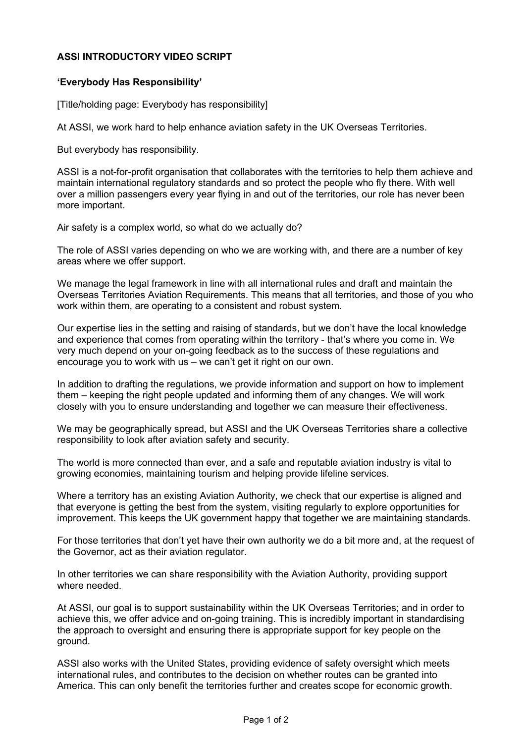# ASSI INTRODUCTORY VIDEO SCRIPT

## 'Everybody Has Responsibility'

[Title/holding page: Everybody has responsibility]

At ASSI, we work hard to help enhance aviation safety in the UK Overseas Territories.

But everybody has responsibility.

ASSI is a not-for-profit organisation that collaborates with the territories to help them achieve and maintain international regulatory standards and so protect the people who fly there. With well over a million passengers every year flying in and out of the territories, our role has never been more important.

Air safety is a complex world, so what do we actually do?

The role of ASSI varies depending on who we are working with, and there are a number of key areas where we offer support.

We manage the legal framework in line with all international rules and draft and maintain the Overseas Territories Aviation Requirements. This means that all territories, and those of you who work within them, are operating to a consistent and robust system.

Our expertise lies in the setting and raising of standards, but we don't have the local knowledge and experience that comes from operating within the territory - that's where you come in. We very much depend on your on-going feedback as to the success of these regulations and encourage you to work with us – we can't get it right on our own.

In addition to drafting the regulations, we provide information and support on how to implement them – keeping the right people updated and informing them of any changes. We will work closely with you to ensure understanding and together we can measure their effectiveness.

We may be geographically spread, but ASSI and the UK Overseas Territories share a collective responsibility to look after aviation safety and security.

The world is more connected than ever, and a safe and reputable aviation industry is vital to growing economies, maintaining tourism and helping provide lifeline services.

Where a territory has an existing Aviation Authority, we check that our expertise is aligned and that everyone is getting the best from the system, visiting regularly to explore opportunities for improvement. This keeps the UK government happy that together we are maintaining standards.

For those territories that don't yet have their own authority we do a bit more and, at the request of the Governor, act as their aviation regulator.

In other territories we can share responsibility with the Aviation Authority, providing support where needed.

At ASSI, our goal is to support sustainability within the UK Overseas Territories; and in order to achieve this, we offer advice and on-going training. This is incredibly important in standardising the approach to oversight and ensuring there is appropriate support for key people on the ground.

ASSI also works with the United States, providing evidence of safety oversight which meets international rules, and contributes to the decision on whether routes can be granted into America. This can only benefit the territories further and creates scope for economic growth.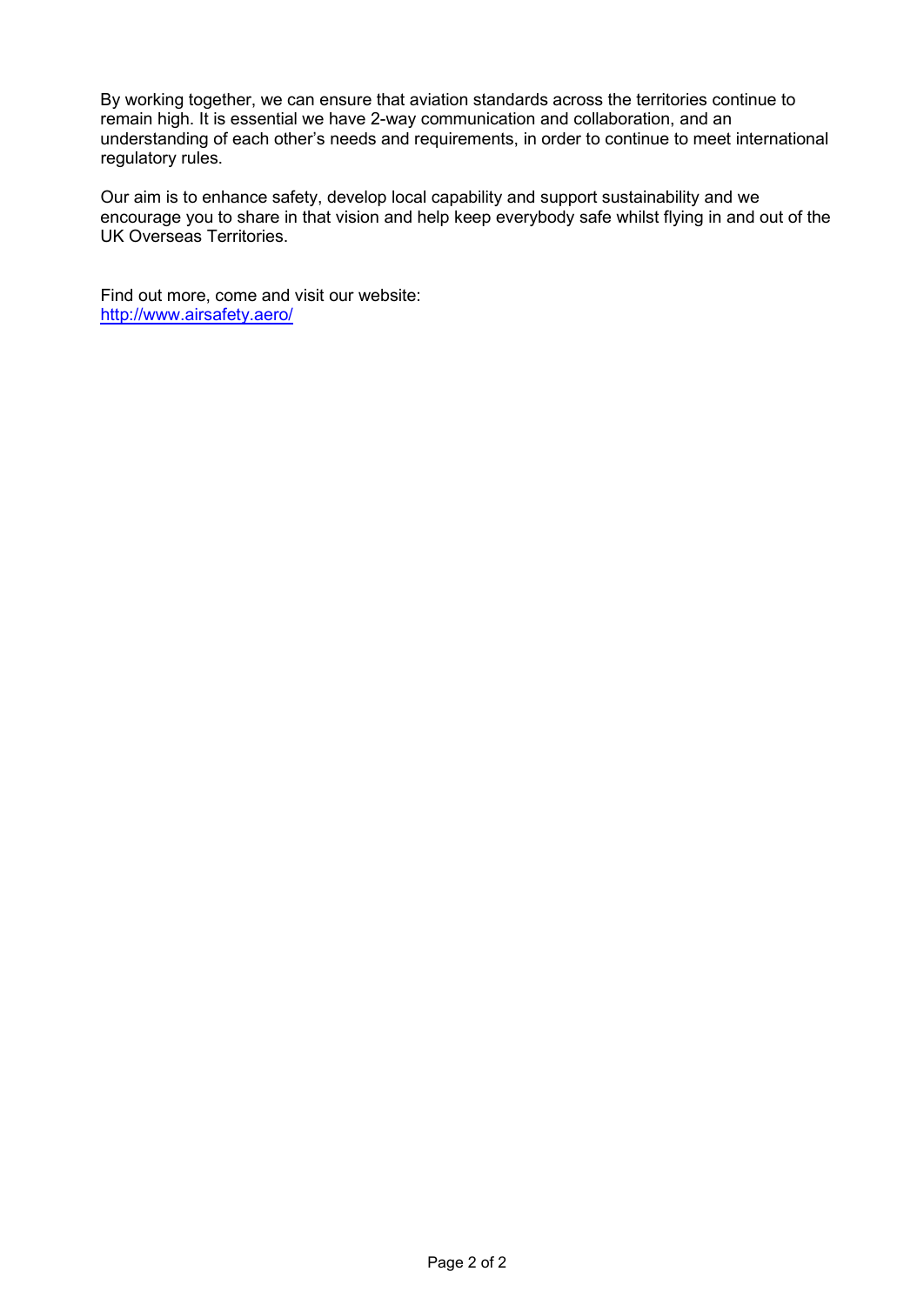By working together, we can ensure that aviation standards across the territories continue to remain high. It is essential we have 2-way communication and collaboration, and an understanding of each other's needs and requirements, in order to continue to meet international regulatory rules.

Our aim is to enhance safety, develop local capability and support sustainability and we encourage you to share in that vision and help keep everybody safe whilst flying in and out of the UK Overseas Territories.

Find out more, come and visit our website:
[http://www.airsafety.aero/](http://www.airsafety.aero/)